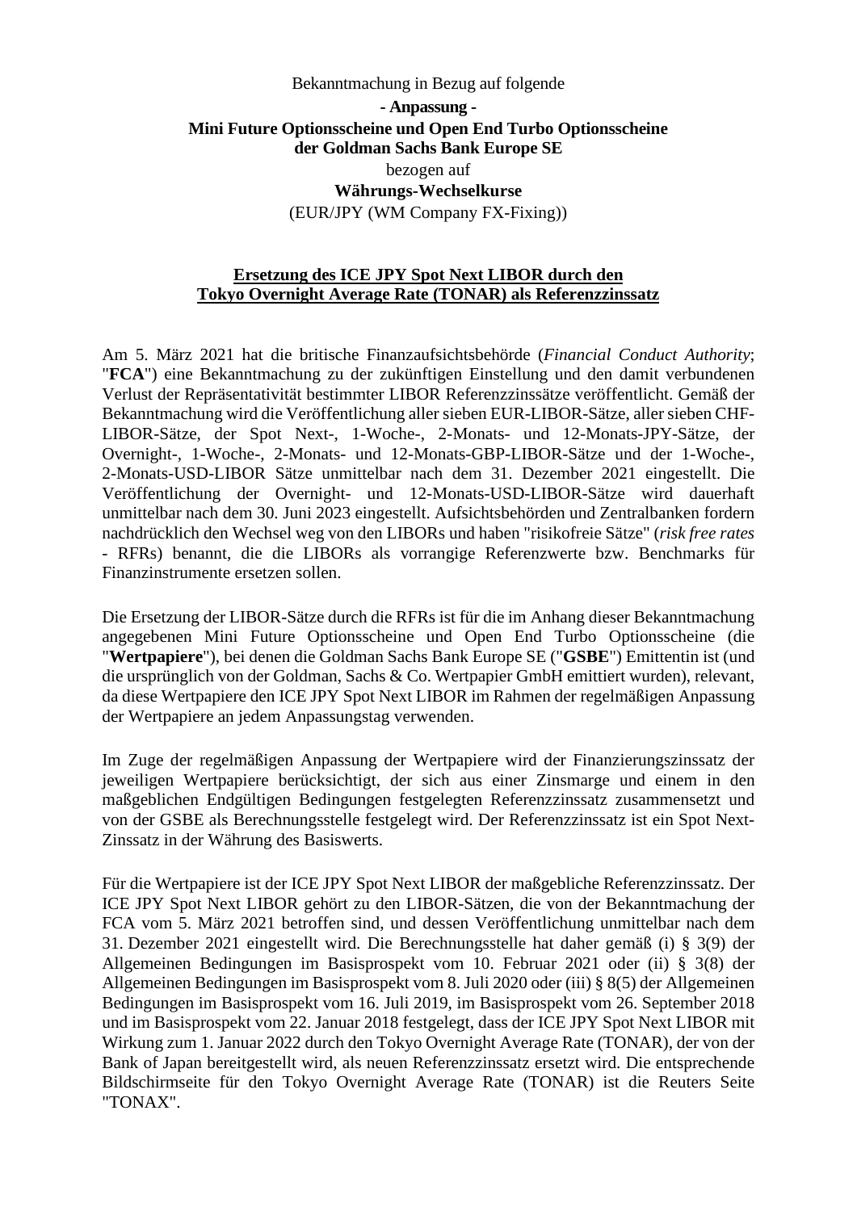Bekanntmachung in Bezug auf folgende

**- Anpassung -**

**Mini Future Optionsscheine und Open End Turbo Optionsscheine der Goldman Sachs Bank Europe SE**

bezogen auf

**Währungs-Wechselkurse**

(EUR/JPY (WM Company FX-Fixing))

## Ersetzung des ICE JPY Spot Next LIBOR durch den Tokyo Overnight Average Rate (TONAR) als Referenzzinssatz

Am 5. März 2021 hat die britische Finanzaufsichtsbehörde (*Financial Conduct Authority*; "**FCA**") eine Bekanntmachung zu der zukünftigen Einstellung und den damit verbundenen Verlust der Repräsentativität bestimmter LIBOR Referenzzinssätze veröffentlicht. Gemäß der Bekanntmachung wird die Veröffentlichung aller sieben EUR-LIBOR-Sätze, aller sieben CHF-LIBOR-Sätze, der Spot Next-, 1-Woche-, 2-Monats- und 12-Monats-JPY-Sätze, der Overnight-, 1-Woche-, 2-Monats- und 12-Monats-GBP-LIBOR-Sätze und der 1-Woche-, 2-Monats-USD-LIBOR Sätze unmittelbar nach dem 31. Dezember 2021 eingestellt. Die Veröffentlichung der Overnight- und 12-Monats-USD-LIBOR-Sätze wird dauerhaft unmittelbar nach dem 30. Juni 2023 eingestellt. Aufsichtsbehörden und Zentralbanken fordern nachdrücklich den Wechsel weg von den LIBORs und haben "risikofreie Sätze" (*risk free rates* - RFRs) benannt, die die LIBORs als vorrangige Referenzwerte bzw. Benchmarks für Finanzinstrumente ersetzen sollen.

Die Ersetzung der LIBOR-Sätze durch die RFRs ist für die im Anhang dieser Bekanntmachung angegebenen Mini Future Optionsscheine und Open End Turbo Optionsscheine (die "**Wertpapiere**"), bei denen die Goldman Sachs Bank Europe SE ("**GSBE**") Emittentin ist (und die ursprünglich von der Goldman, Sachs & Co. Wertpapier GmbH emittiert wurden), relevant, da diese Wertpapiere den ICE JPY Spot Next LIBOR im Rahmen der regelmäßigen Anpassung der Wertpapiere an jedem Anpassungstag verwenden.

Im Zuge der regelmäßigen Anpassung der Wertpapiere wird der Finanzierungszinssatz der jeweiligen Wertpapiere berücksichtigt, der sich aus einer Zinsmarge und einem in den maßgeblichen Endgültigen Bedingungen festgelegten Referenzzinssatz zusammensetzt und von der GSBE als Berechnungsstelle festgelegt wird. Der Referenzzinssatz ist ein Spot Next-Zinssatz in der Währung des Basiswerts.

Für die Wertpapiere ist der ICE JPY Spot Next LIBOR der maßgebliche Referenzzinssatz. Der ICE JPY Spot Next LIBOR gehört zu den LIBOR-Sätzen, die von der Bekanntmachung der FCA vom 5. März 2021 betroffen sind, und dessen Veröffentlichung unmittelbar nach dem 31. Dezember 2021 eingestellt wird. Die Berechnungsstelle hat daher gemäß (i) § 3(9) der Allgemeinen Bedingungen im Basisprospekt vom 10. Februar 2021 oder (ii) § 3(8) der Allgemeinen Bedingungen im Basisprospekt vom 8. Juli 2020 oder (iii) § 8(5) der Allgemeinen Bedingungen im Basisprospekt vom 16. Juli 2019, im Basisprospekt vom 26. September 2018 und im Basisprospekt vom 22. Januar 2018 festgelegt, dass der ICE JPY Spot Next LIBOR mit Wirkung zum 1. Januar 2022 durch den Tokyo Overnight Average Rate (TONAR), der von der Bank of Japan bereitgestellt wird, als neuen Referenzzinssatz ersetzt wird. Die entsprechende Bildschirmseite für den Tokyo Overnight Average Rate (TONAR) ist die Reuters Seite "TONAX".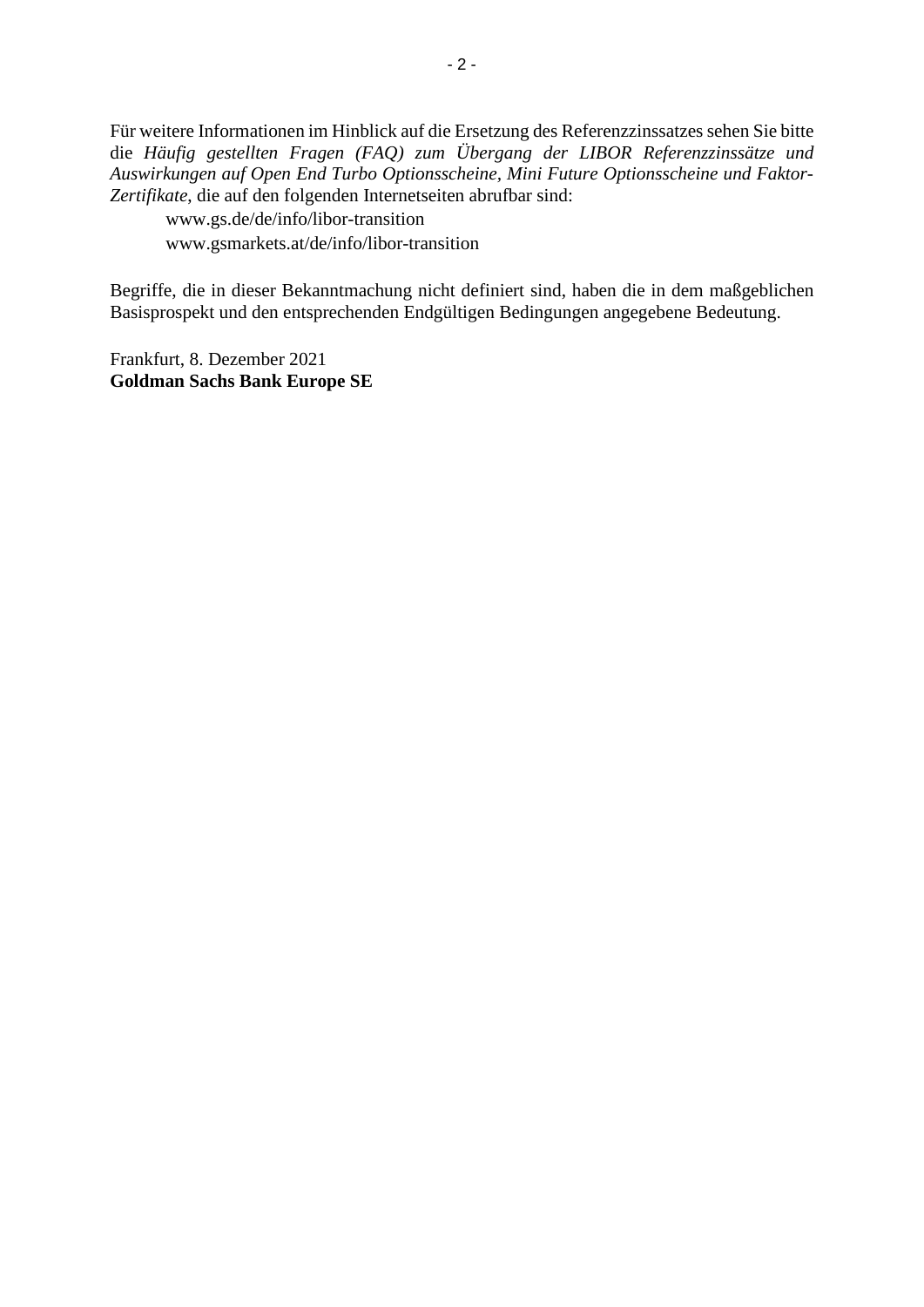Für weitere Informationen im Hinblick auf die Ersetzung des Referenzzinssatzes sehen Sie bitte die *Häufig gestellten Fragen (FAQ) zum Übergang der LIBOR Referenzzinssätze und Auswirkungen auf Open End Turbo Optionsscheine, Mini Future Optionsscheine und Faktor-Zertifikate*, die auf den folgenden Internetseiten abrufbar sind:

www.gs.de/de/info/libor-transition

www.gsmarkets.at/de/info/libor-transition

Begriffe, die in dieser Bekanntmachung nicht definiert sind, haben die in dem maßgeblichen Basisprospekt und den entsprechenden Endgültigen Bedingungen angegebene Bedeutung.

Frankfurt, 8. Dezember 2021
**Goldman Sachs Bank Europe SE**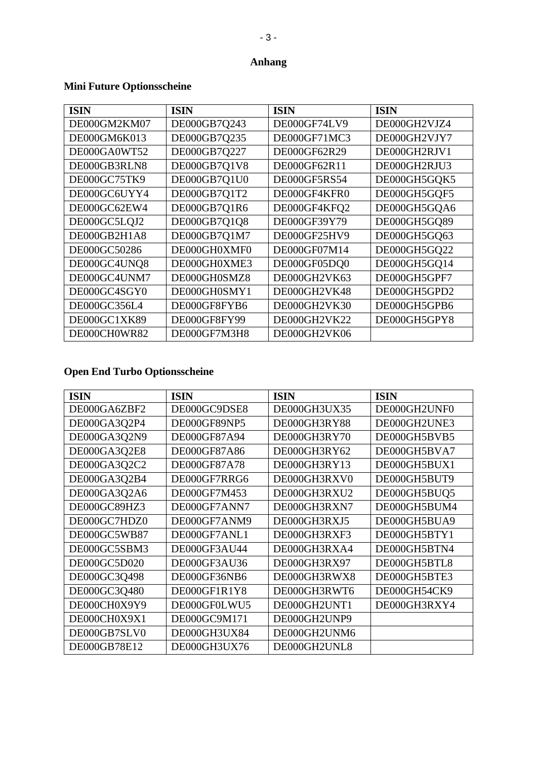## Anhang

### Mini Future Optionsscheine

| ISIN | ISIN | ISIN | ISIN |
|---|---|---|---|
| DE000GM2KM07 | DE000GB7Q243 | DE000GF74LV9 | DE000GH2VJZ4 |
| DE000GM6K013 | DE000GB7Q235 | DE000GF71MC3 | DE000GH2VJY7 |
| DE000GA0WT52 | DE000GB7Q227 | DE000GF62R29 | DE000GH2RJV1 |
| DE000GB3RLN8 | DE000GB7Q1V8 | DE000GF62R11 | DE000GH2RJU3 |
| DE000GC75TK9 | DE000GB7Q1U0 | DE000GF5RS54 | DE000GH5GQK5 |
| DE000GC6UYY4 | DE000GB7Q1T2 | DE000GF4KFR0 | DE000GH5GQF5 |
| DE000GC62EW4 | DE000GB7Q1R6 | DE000GF4KFQ2 | DE000GH5GQA6 |
| DE000GC5LQJ2 | DE000GB7Q1Q8 | DE000GF39Y79 | DE000GH5GQ89 |
| DE000GB2H1A8 | DE000GB7Q1M7 | DE000GF25HV9 | DE000GH5GQ63 |
| DE000GC50286 | DE000GH0XMF0 | DE000GF07M14 | DE000GH5GQ22 |
| DE000GC4UNQ8 | DE000GH0XME3 | DE000GF05DQ0 | DE000GH5GQ14 |
| DE000GC4UNM7 | DE000GH0SMZ8 | DE000GH2VK63 | DE000GH5GPF7 |
| DE000GC4SGY0 | DE000GH0SMY1 | DE000GH2VK48 | DE000GH5GPD2 |
| DE000GC356L4 | DE000GF8FYB6 | DE000GH2VK30 | DE000GH5GPB6 |
| DE000GC1XK89 | DE000GF8FY99 | DE000GH2VK22 | DE000GH5GPY8 |
| DE000CH0WR82 | DE000GF7M3H8 | DE000GH2VK06 | |

### Open End Turbo Optionsscheine

| ISIN | ISIN | ISIN | ISIN |
|---|---|---|---|
| DE000GA6ZBF2 | DE000GC9DSE8 | DE000GH3UX35 | DE000GH2UNF0 |
| DE000GA3Q2P4 | DE000GF89NP5 | DE000GH3RY88 | DE000GH2UNE3 |
| DE000GA3Q2N9 | DE000GF87A94 | DE000GH3RY70 | DE000GH5BVB5 |
| DE000GA3Q2E8 | DE000GF87A86 | DE000GH3RY62 | DE000GH5BVA7 |
| DE000GA3Q2C2 | DE000GF87A78 | DE000GH3RY13 | DE000GH5BUX1 |
| DE000GA3Q2B4 | DE000GF7RRG6 | DE000GH3RXV0 | DE000GH5BUT9 |
| DE000GA3Q2A6 | DE000GF7M453 | DE000GH3RXU2 | DE000GH5BUQ5 |
| DE000GC89HZ3 | DE000GF7ANN7 | DE000GH3RXN7 | DE000GH5BUM4 |
| DE000GC7HDZ0 | DE000GF7ANM9 | DE000GH3RXJ5 | DE000GH5BUA9 |
| DE000GC5WB87 | DE000GF7ANL1 | DE000GH3RXF3 | DE000GH5BTY1 |
| DE000GC5SBM3 | DE000GF3AU44 | DE000GH3RXA4 | DE000GH5BTN4 |
| DE000GC5D020 | DE000GF3AU36 | DE000GH3RX97 | DE000GH5BTL8 |
| DE000GC3Q498 | DE000GF36NB6 | DE000GH3RWX8 | DE000GH5BTE3 |
| DE000GC3Q480 | DE000GF1R1Y8 | DE000GH3RWT6 | DE000GH54CK9 |
| DE000CH0X9Y9 | DE000GF0LWU5 | DE000GH2UNT1 | DE000GH3RXY4 |
| DE000CH0X9X1 | DE000GC9M171 | DE000GH2UNP9 | |
| DE000GB7SLV0 | DE000GH3UX84 | DE000GH2UNM6 | |
| DE000GB78E12 | DE000GH3UX76 | DE000GH2UNL8 | |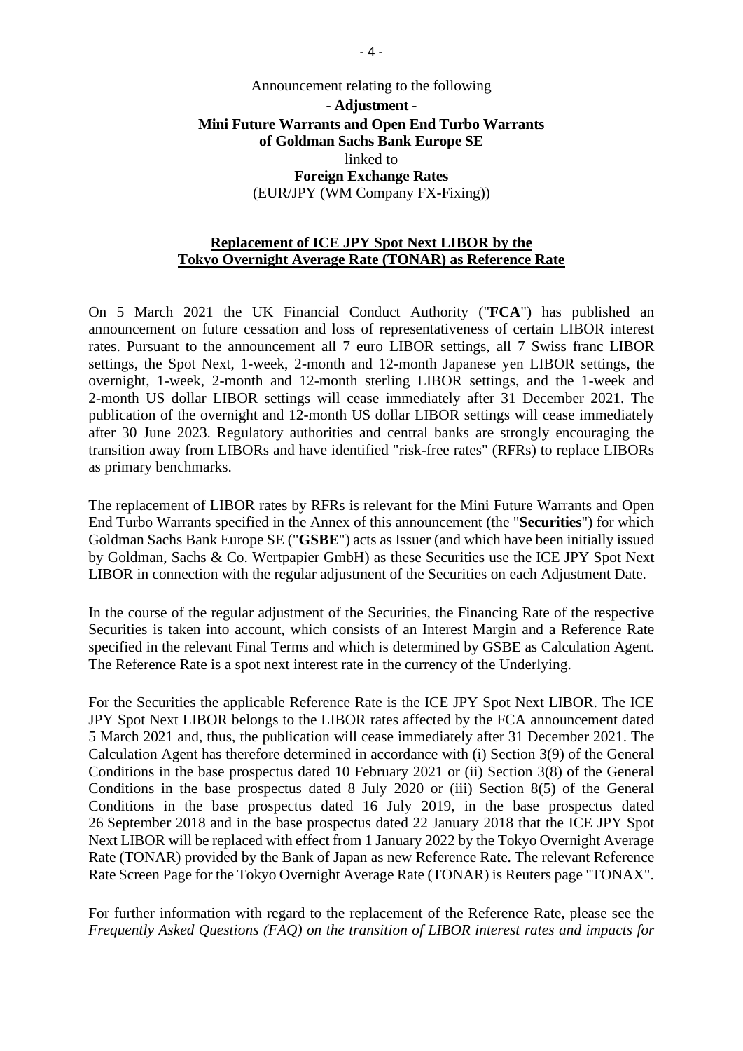Announcement relating to the following

**- Adjustment -**

**Mini Future Warrants and Open End Turbo Warrants**
**of Goldman Sachs Bank Europe SE**

linked to

**Foreign Exchange Rates**

(EUR/JPY (WM Company FX-Fixing))

**Replacement of ICE JPY Spot Next LIBOR by the Tokyo Overnight Average Rate (TONAR) as Reference Rate**

On 5 March 2021 the UK Financial Conduct Authority ("**FCA**") has published an announcement on future cessation and loss of representativeness of certain LIBOR interest rates. Pursuant to the announcement all 7 euro LIBOR settings, all 7 Swiss franc LIBOR settings, the Spot Next, 1-week, 2-month and 12-month Japanese yen LIBOR settings, the overnight, 1-week, 2-month and 12-month sterling LIBOR settings, and the 1-week and 2-month US dollar LIBOR settings will cease immediately after 31 December 2021. The publication of the overnight and 12-month US dollar LIBOR settings will cease immediately after 30 June 2023. Regulatory authorities and central banks are strongly encouraging the transition away from LIBORs and have identified "risk-free rates" (RFRs) to replace LIBORs as primary benchmarks.

The replacement of LIBOR rates by RFRs is relevant for the Mini Future Warrants and Open End Turbo Warrants specified in the Annex of this announcement (the "**Securities**") for which Goldman Sachs Bank Europe SE ("**GSBE**") acts as Issuer (and which have been initially issued by Goldman, Sachs & Co. Wertpapier GmbH) as these Securities use the ICE JPY Spot Next LIBOR in connection with the regular adjustment of the Securities on each Adjustment Date.

In the course of the regular adjustment of the Securities, the Financing Rate of the respective Securities is taken into account, which consists of an Interest Margin and a Reference Rate specified in the relevant Final Terms and which is determined by GSBE as Calculation Agent. The Reference Rate is a spot next interest rate in the currency of the Underlying.

For the Securities the applicable Reference Rate is the ICE JPY Spot Next LIBOR. The ICE JPY Spot Next LIBOR belongs to the LIBOR rates affected by the FCA announcement dated 5 March 2021 and, thus, the publication will cease immediately after 31 December 2021. The Calculation Agent has therefore determined in accordance with (i) Section 3(9) of the General Conditions in the base prospectus dated 10 February 2021 or (ii) Section 3(8) of the General Conditions in the base prospectus dated 8 July 2020 or (iii) Section 8(5) of the General Conditions in the base prospectus dated 16 July 2019, in the base prospectus dated 26 September 2018 and in the base prospectus dated 22 January 2018 that the ICE JPY Spot Next LIBOR will be replaced with effect from 1 January 2022 by the Tokyo Overnight Average Rate (TONAR) provided by the Bank of Japan as new Reference Rate. The relevant Reference Rate Screen Page for the Tokyo Overnight Average Rate (TONAR) is Reuters page "TONAX".

For further information with regard to the replacement of the Reference Rate, please see the *Frequently Asked Questions (FAQ) on the transition of LIBOR interest rates and impacts for*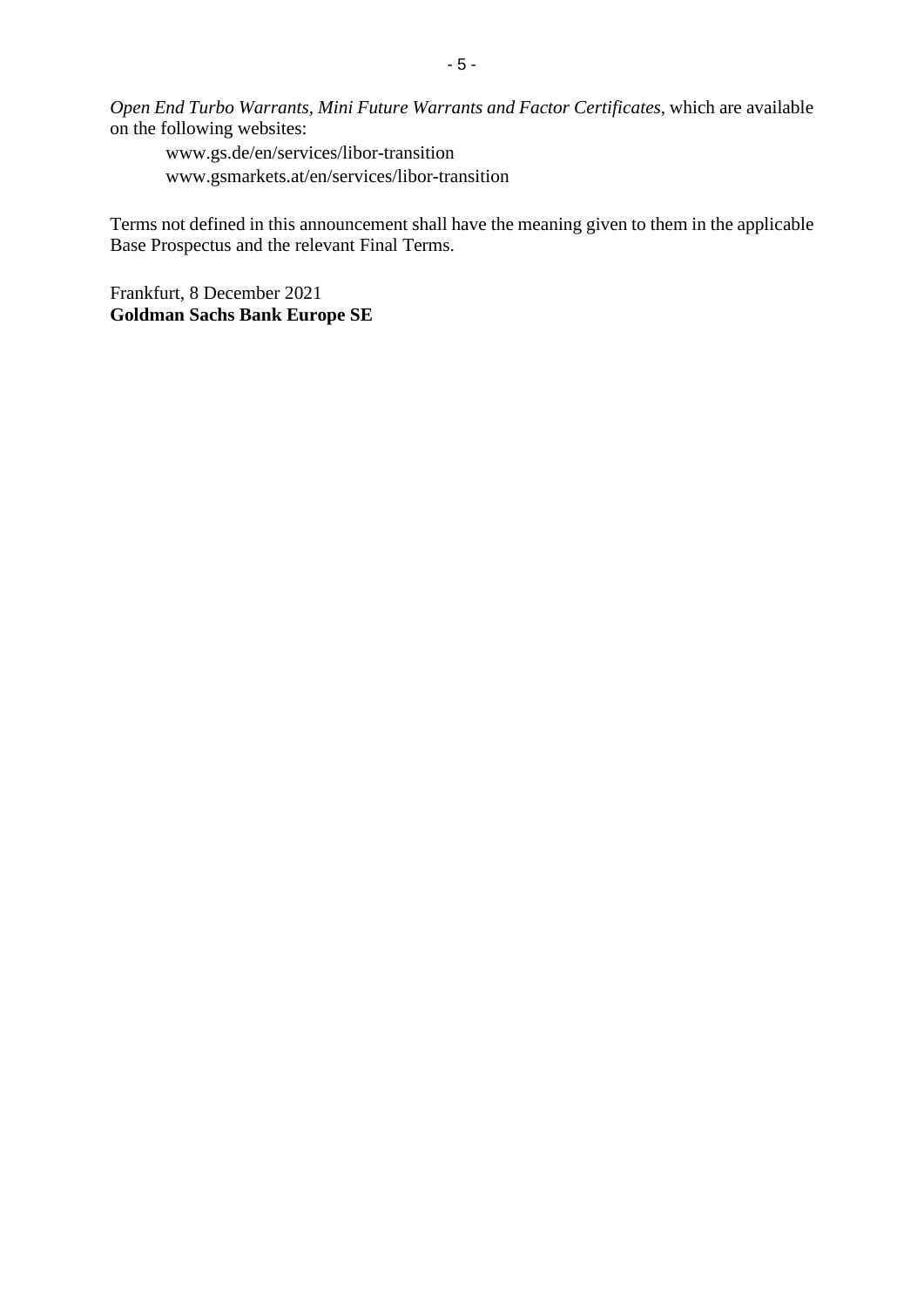*Open End Turbo Warrants, Mini Future Warrants and Factor Certificates*, which are available on the following websites:

> www.gs.de/en/services/libor-transition
> www.gsmarkets.at/en/services/libor-transition

Terms not defined in this announcement shall have the meaning given to them in the applicable Base Prospectus and the relevant Final Terms.

Frankfurt, 8 December 2021
**Goldman Sachs Bank Europe SE**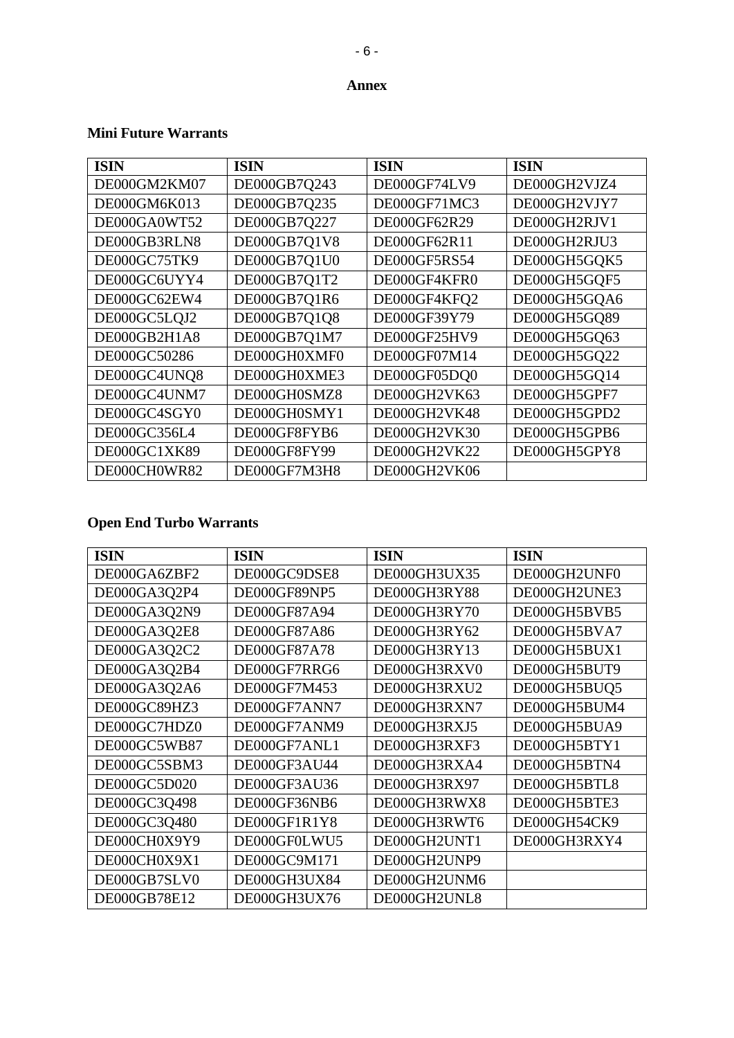## Annex

### Mini Future Warrants

| ISIN | ISIN | ISIN | ISIN |
|---|---|---|---|
| DE000GM2KM07 | DE000GB7Q243 | DE000GF74LV9 | DE000GH2VJZ4 |
| DE000GM6K013 | DE000GB7Q235 | DE000GF71MC3 | DE000GH2VJY7 |
| DE000GA0WT52 | DE000GB7Q227 | DE000GF62R29 | DE000GH2RJV1 |
| DE000GB3RLN8 | DE000GB7Q1V8 | DE000GF62R11 | DE000GH2RJU3 |
| DE000GC75TK9 | DE000GB7Q1U0 | DE000GF5RS54 | DE000GH5GQK5 |
| DE000GC6UYY4 | DE000GB7Q1T2 | DE000GF4KFR0 | DE000GH5GQF5 |
| DE000GC62EW4 | DE000GB7Q1R6 | DE000GF4KFQ2 | DE000GH5GQA6 |
| DE000GC5LQJ2 | DE000GB7Q1Q8 | DE000GF39Y79 | DE000GH5GQ89 |
| DE000GB2H1A8 | DE000GB7Q1M7 | DE000GF25HV9 | DE000GH5GQ63 |
| DE000GC50286 | DE000GH0XMF0 | DE000GF07M14 | DE000GH5GQ22 |
| DE000GC4UNQ8 | DE000GH0XME3 | DE000GF05DQ0 | DE000GH5GQ14 |
| DE000GC4UNM7 | DE000GH0SMZ8 | DE000GH2VK63 | DE000GH5GPF7 |
| DE000GC4SGY0 | DE000GH0SMY1 | DE000GH2VK48 | DE000GH5GPD2 |
| DE000GC356L4 | DE000GF8FYB6 | DE000GH2VK30 | DE000GH5GPB6 |
| DE000GC1XK89 | DE000GF8FY99 | DE000GH2VK22 | DE000GH5GPY8 |
| DE000CH0WR82 | DE000GF7M3H8 | DE000GH2VK06 | |

### Open End Turbo Warrants

| ISIN | ISIN | ISIN | ISIN |
|---|---|---|---|
| DE000GA6ZBF2 | DE000GC9DSE8 | DE000GH3UX35 | DE000GH2UNF0 |
| DE000GA3Q2P4 | DE000GF89NP5 | DE000GH3RY88 | DE000GH2UNE3 |
| DE000GA3Q2N9 | DE000GF87A94 | DE000GH3RY70 | DE000GH5BVB5 |
| DE000GA3Q2E8 | DE000GF87A86 | DE000GH3RY62 | DE000GH5BVA7 |
| DE000GA3Q2C2 | DE000GF87A78 | DE000GH3RY13 | DE000GH5BUX1 |
| DE000GA3Q2B4 | DE000GF7RRG6 | DE000GH3RXV0 | DE000GH5BUT9 |
| DE000GA3Q2A6 | DE000GF7M453 | DE000GH3RXU2 | DE000GH5BUQ5 |
| DE000GC89HZ3 | DE000GF7ANN7 | DE000GH3RXN7 | DE000GH5BUM4 |
| DE000GC7HDZ0 | DE000GF7ANM9 | DE000GH3RXJ5 | DE000GH5BUA9 |
| DE000GC5WB87 | DE000GF7ANL1 | DE000GH3RXF3 | DE000GH5BTY1 |
| DE000GC5SBM3 | DE000GF3AU44 | DE000GH3RXA4 | DE000GH5BTN4 |
| DE000GC5D020 | DE000GF3AU36 | DE000GH3RX97 | DE000GH5BTL8 |
| DE000GC3Q498 | DE000GF36NB6 | DE000GH3RWX8 | DE000GH5BTE3 |
| DE000GC3Q480 | DE000GF1R1Y8 | DE000GH3RWT6 | DE000GH54CK9 |
| DE000CH0X9Y9 | DE000GF0LWU5 | DE000GH2UNT1 | DE000GH3RXY4 |
| DE000CH0X9X1 | DE000GC9M171 | DE000GH2UNP9 | |
| DE000GB7SLV0 | DE000GH3UX84 | DE000GH2UNM6 | |
| DE000GB78E12 | DE000GH3UX76 | DE000GH2UNL8 | |